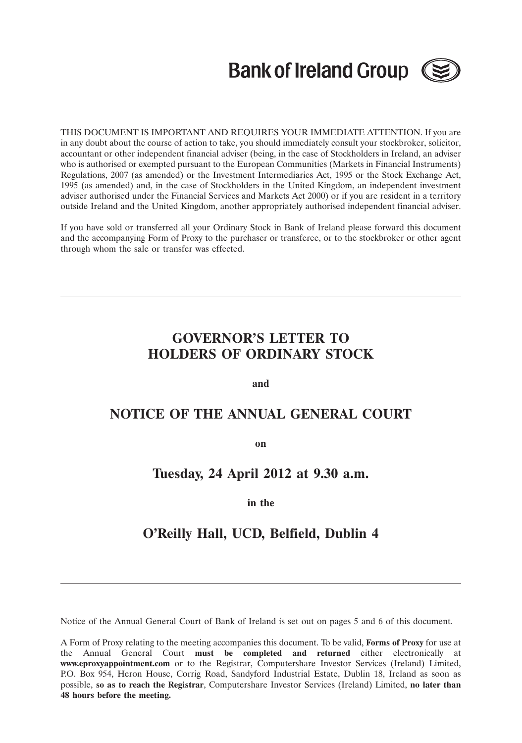Bank of Ireland Group

THIS DOCUMENT IS IMPORTANT AND REQUIRES YOUR IMMEDIATE ATTENTION. If you are in any doubt about the course of action to take, you should immediately consult your stockbroker, solicitor, accountant or other independent financial adviser (being, in the case of Stockholders in Ireland, an adviser who is authorised or exempted pursuant to the European Communities (Markets in Financial Instruments) Regulations, 2007 (as amended) or the Investment Intermediaries Act, 1995 or the Stock Exchange Act, 1995 (as amended) and, in the case of Stockholders in the United Kingdom, an independent investment adviser authorised under the Financial Services and Markets Act 2000) or if you are resident in a territory outside Ireland and the United Kingdom, another appropriately authorised independent financial adviser.

If you have sold or transferred all your Ordinary Stock in Bank of Ireland please forward this document and the accompanying Form of Proxy to the purchaser or transferee, or to the stockbroker or other agent through whom the sale or transfer was effected.

---

# GOVERNOR'S LETTER TO HOLDERS OF ORDINARY STOCK

**and**

# NOTICE OF THE ANNUAL GENERAL COURT

**on**

## Tuesday, 24 April 2012 at 9.30 a.m.

**in the**

## O'Reilly Hall, UCD, Belfield, Dublin 4

---

Notice of the Annual General Court of Bank of Ireland is set out on pages 5 and 6 of this document.

A Form of Proxy relating to the meeting accompanies this document. To be valid, **Forms of Proxy** for use at the Annual General Court **must be completed and returned** either electronically at **www.eproxyappointment.com** or to the Registrar, Computershare Investor Services (Ireland) Limited, P.O. Box 954, Heron House, Corrig Road, Sandyford Industrial Estate, Dublin 18, Ireland as soon as possible, **so as to reach the Registrar**, Computershare Investor Services (Ireland) Limited, **no later than 48 hours before the meeting.**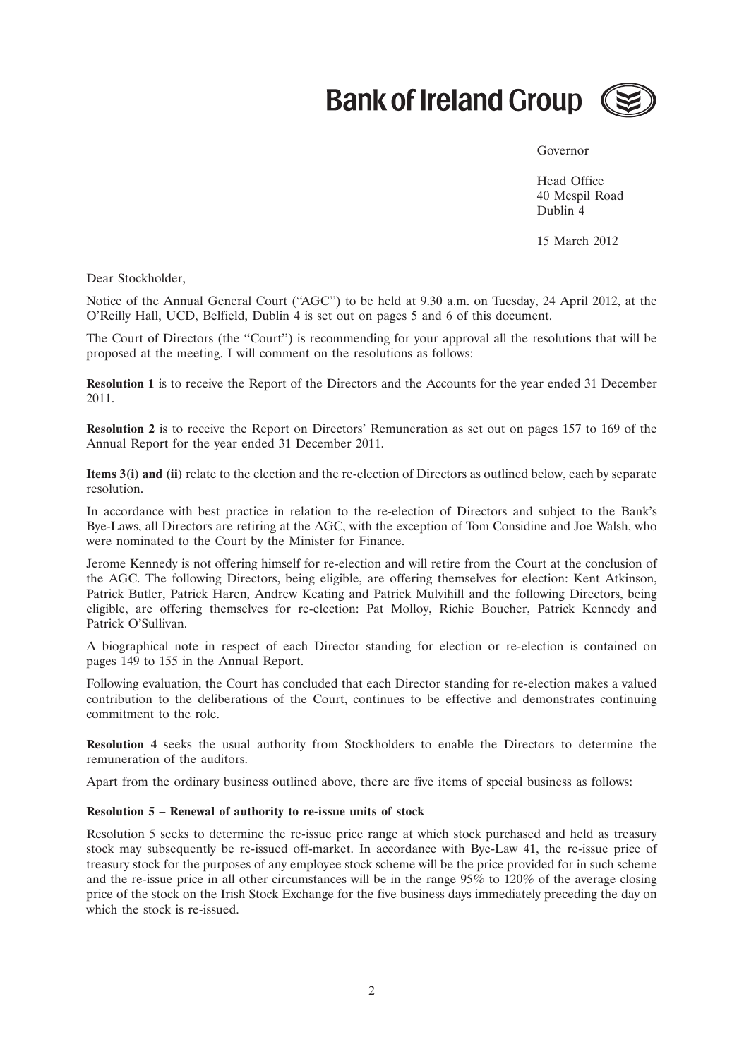# Bank of Ireland Group

Governor

Head Office
40 Mespil Road
Dublin 4

15 March 2012

Dear Stockholder,

Notice of the Annual General Court ("AGC") to be held at 9.30 a.m. on Tuesday, 24 April 2012, at the O'Reilly Hall, UCD, Belfield, Dublin 4 is set out on pages 5 and 6 of this document.

The Court of Directors (the "Court") is recommending for your approval all the resolutions that will be proposed at the meeting. I will comment on the resolutions as follows:

**Resolution 1** is to receive the Report of the Directors and the Accounts for the year ended 31 December 2011.

**Resolution 2** is to receive the Report on Directors' Remuneration as set out on pages 157 to 169 of the Annual Report for the year ended 31 December 2011.

**Items 3(i) and (ii)** relate to the election and the re-election of Directors as outlined below, each by separate resolution.

In accordance with best practice in relation to the re-election of Directors and subject to the Bank's Bye-Laws, all Directors are retiring at the AGC, with the exception of Tom Considine and Joe Walsh, who were nominated to the Court by the Minister for Finance.

Jerome Kennedy is not offering himself for re-election and will retire from the Court at the conclusion of the AGC. The following Directors, being eligible, are offering themselves for election: Kent Atkinson, Patrick Butler, Patrick Haren, Andrew Keating and Patrick Mulvihill and the following Directors, being eligible, are offering themselves for re-election: Pat Molloy, Richie Boucher, Patrick Kennedy and Patrick O'Sullivan.

A biographical note in respect of each Director standing for election or re-election is contained on pages 149 to 155 in the Annual Report.

Following evaluation, the Court has concluded that each Director standing for re-election makes a valued contribution to the deliberations of the Court, continues to be effective and demonstrates continuing commitment to the role.

**Resolution 4** seeks the usual authority from Stockholders to enable the Directors to determine the remuneration of the auditors.

Apart from the ordinary business outlined above, there are five items of special business as follows:

**Resolution 5 – Renewal of authority to re-issue units of stock**

Resolution 5 seeks to determine the re-issue price range at which stock purchased and held as treasury stock may subsequently be re-issued off-market. In accordance with Bye-Law 41, the re-issue price of treasury stock for the purposes of any employee stock scheme will be the price provided for in such scheme and the re-issue price in all other circumstances will be in the range 95% to 120% of the average closing price of the stock on the Irish Stock Exchange for the five business days immediately preceding the day on which the stock is re-issued.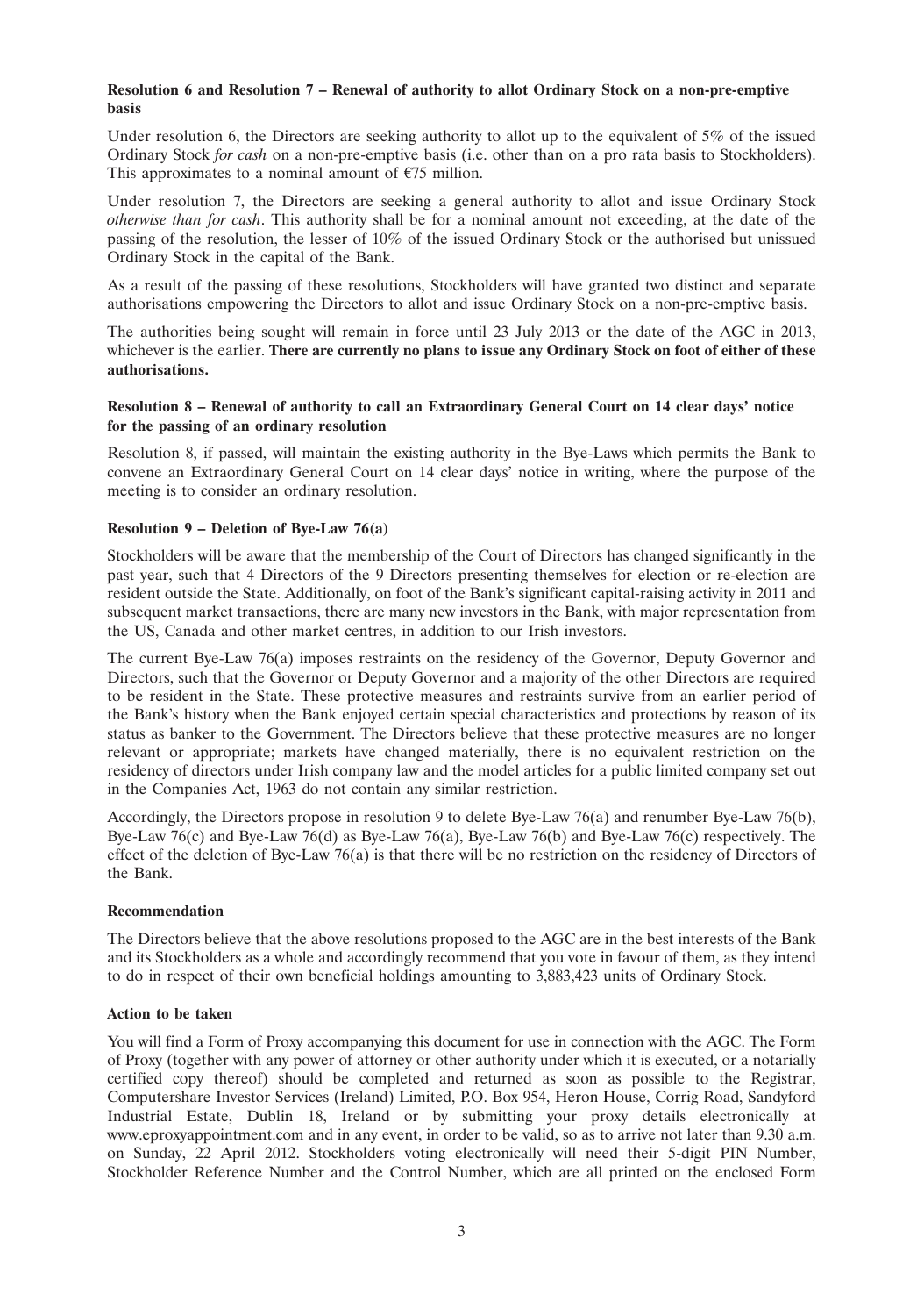**Resolution 6 and Resolution 7 – Renewal of authority to allot Ordinary Stock on a non-pre-emptive basis**

Under resolution 6, the Directors are seeking authority to allot up to the equivalent of 5% of the issued Ordinary Stock *for cash* on a non-pre-emptive basis (i.e. other than on a pro rata basis to Stockholders). This approximates to a nominal amount of €75 million.

Under resolution 7, the Directors are seeking a general authority to allot and issue Ordinary Stock *otherwise than for cash*. This authority shall be for a nominal amount not exceeding, at the date of the passing of the resolution, the lesser of 10% of the issued Ordinary Stock or the authorised but unissued Ordinary Stock in the capital of the Bank.

As a result of the passing of these resolutions, Stockholders will have granted two distinct and separate authorisations empowering the Directors to allot and issue Ordinary Stock on a non-pre-emptive basis.

The authorities being sought will remain in force until 23 July 2013 or the date of the AGC in 2013, whichever is the earlier. **There are currently no plans to issue any Ordinary Stock on foot of either of these authorisations.**

**Resolution 8 – Renewal of authority to call an Extraordinary General Court on 14 clear days' notice for the passing of an ordinary resolution**

Resolution 8, if passed, will maintain the existing authority in the Bye-Laws which permits the Bank to convene an Extraordinary General Court on 14 clear days' notice in writing, where the purpose of the meeting is to consider an ordinary resolution.

**Resolution 9 – Deletion of Bye-Law 76(a)**

Stockholders will be aware that the membership of the Court of Directors has changed significantly in the past year, such that 4 Directors of the 9 Directors presenting themselves for election or re-election are resident outside the State. Additionally, on foot of the Bank's significant capital-raising activity in 2011 and subsequent market transactions, there are many new investors in the Bank, with major representation from the US, Canada and other market centres, in addition to our Irish investors.

The current Bye-Law 76(a) imposes restraints on the residency of the Governor, Deputy Governor and Directors, such that the Governor or Deputy Governor and a majority of the other Directors are required to be resident in the State. These protective measures and restraints survive from an earlier period of the Bank's history when the Bank enjoyed certain special characteristics and protections by reason of its status as banker to the Government. The Directors believe that these protective measures are no longer relevant or appropriate; markets have changed materially, there is no equivalent restriction on the residency of directors under Irish company law and the model articles for a public limited company set out in the Companies Act, 1963 do not contain any similar restriction.

Accordingly, the Directors propose in resolution 9 to delete Bye-Law 76(a) and renumber Bye-Law 76(b), Bye-Law 76(c) and Bye-Law 76(d) as Bye-Law 76(a), Bye-Law 76(b) and Bye-Law 76(c) respectively. The effect of the deletion of Bye-Law 76(a) is that there will be no restriction on the residency of Directors of the Bank.

**Recommendation**

The Directors believe that the above resolutions proposed to the AGC are in the best interests of the Bank and its Stockholders as a whole and accordingly recommend that you vote in favour of them, as they intend to do in respect of their own beneficial holdings amounting to 3,883,423 units of Ordinary Stock.

**Action to be taken**

You will find a Form of Proxy accompanying this document for use in connection with the AGC. The Form of Proxy (together with any power of attorney or other authority under which it is executed, or a notarially certified copy thereof) should be completed and returned as soon as possible to the Registrar, Computershare Investor Services (Ireland) Limited, P.O. Box 954, Heron House, Corrig Road, Sandyford Industrial Estate, Dublin 18, Ireland or by submitting your proxy details electronically at www.eproxyappointment.com and in any event, in order to be valid, so as to arrive not later than 9.30 a.m. on Sunday, 22 April 2012. Stockholders voting electronically will need their 5-digit PIN Number, Stockholder Reference Number and the Control Number, which are all printed on the enclosed Form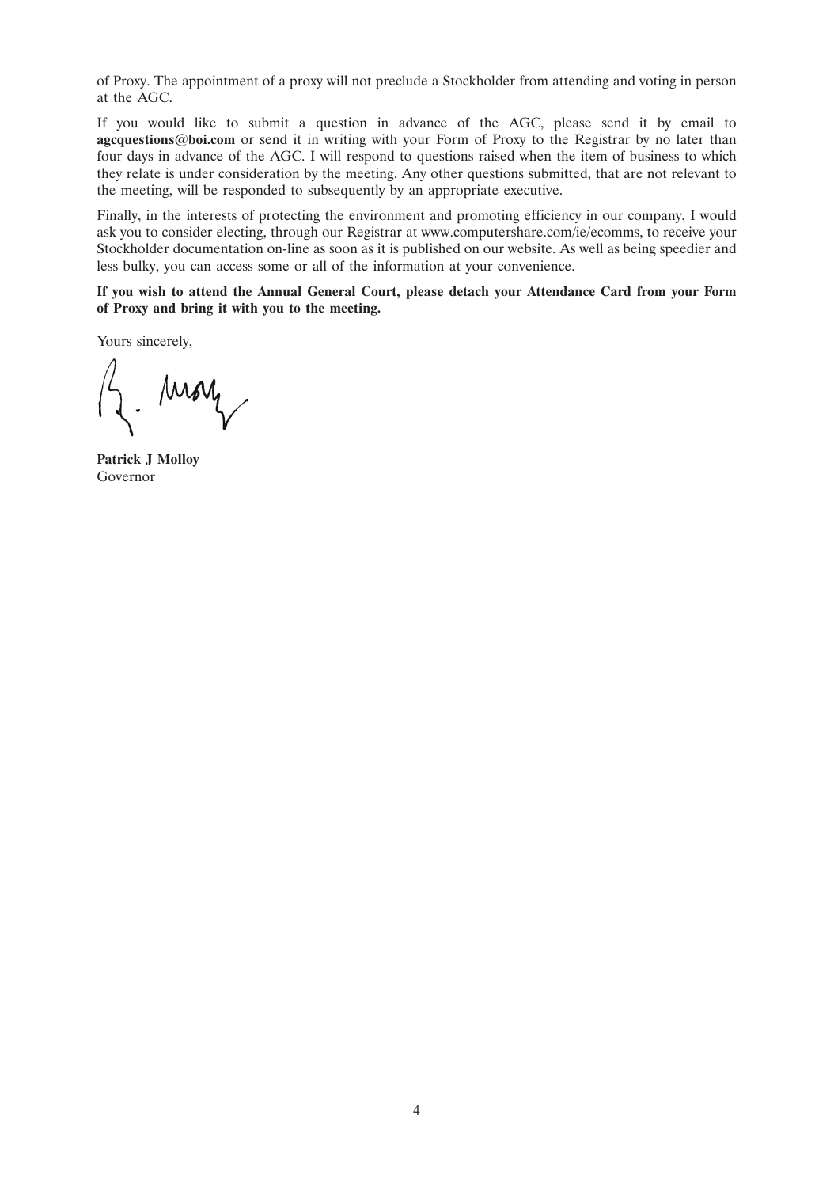of Proxy. The appointment of a proxy will not preclude a Stockholder from attending and voting in person at the AGC.

If you would like to submit a question in advance of the AGC, please send it by email to **agcquestions@boi.com** or send it in writing with your Form of Proxy to the Registrar by no later than four days in advance of the AGC. I will respond to questions raised when the item of business to which they relate is under consideration by the meeting. Any other questions submitted, that are not relevant to the meeting, will be responded to subsequently by an appropriate executive.

Finally, in the interests of protecting the environment and promoting efficiency in our company, I would ask you to consider electing, through our Registrar at www.computershare.com/ie/ecomms, to receive your Stockholder documentation on-line as soon as it is published on our website. As well as being speedier and less bulky, you can access some or all of the information at your convenience.

**If you wish to attend the Annual General Court, please detach your Attendance Card from your Form of Proxy and bring it with you to the meeting.**

Yours sincerely,

**Patrick J Molloy**
Governor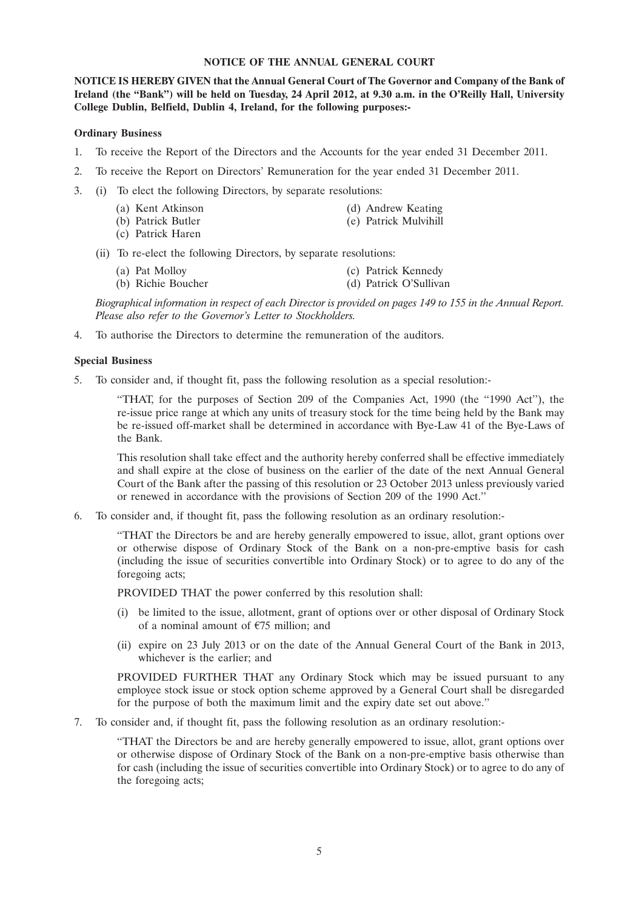## NOTICE OF THE ANNUAL GENERAL COURT

**NOTICE IS HEREBY GIVEN that the Annual General Court of The Governor and Company of the Bank of Ireland (the "Bank") will be held on Tuesday, 24 April 2012, at 9.30 a.m. in the O'Reilly Hall, University College Dublin, Belfield, Dublin 4, Ireland, for the following purposes:-**

### Ordinary Business

1. To receive the Report of the Directors and the Accounts for the year ended 31 December 2011.
2. To receive the Report on Directors' Remuneration for the year ended 31 December 2011.
3. (i) To elect the following Directors, by separate resolutions:

    (a) Kent Atkinson
    (b) Patrick Butler
    (c) Patrick Haren
    (d) Andrew Keating
    (e) Patrick Mulvihill

   (ii) To re-elect the following Directors, by separate resolutions:

    (a) Pat Molloy
    (b) Richie Boucher
    (c) Patrick Kennedy
    (d) Patrick O'Sullivan

   *Biographical information in respect of each Director is provided on pages 149 to 155 in the Annual Report. Please also refer to the Governor's Letter to Stockholders.*

4. To authorise the Directors to determine the remuneration of the auditors.

### Special Business

5. To consider and, if thought fit, pass the following resolution as a special resolution:-

   "THAT, for the purposes of Section 209 of the Companies Act, 1990 (the "1990 Act"), the re-issue price range at which any units of treasury stock for the time being held by the Bank may be re-issued off-market shall be determined in accordance with Bye-Law 41 of the Bye-Laws of the Bank.

   This resolution shall take effect and the authority hereby conferred shall be effective immediately and shall expire at the close of business on the earlier of the date of the next Annual General Court of the Bank after the passing of this resolution or 23 October 2013 unless previously varied or renewed in accordance with the provisions of Section 209 of the 1990 Act."

6. To consider and, if thought fit, pass the following resolution as an ordinary resolution:-

   "THAT the Directors be and are hereby generally empowered to issue, allot, grant options over or otherwise dispose of Ordinary Stock of the Bank on a non-pre-emptive basis for cash (including the issue of securities convertible into Ordinary Stock) or to agree to do any of the foregoing acts;

   PROVIDED THAT the power conferred by this resolution shall:

   (i) be limited to the issue, allotment, grant of options over or other disposal of Ordinary Stock of a nominal amount of €75 million; and

   (ii) expire on 23 July 2013 or on the date of the Annual General Court of the Bank in 2013, whichever is the earlier; and

   PROVIDED FURTHER THAT any Ordinary Stock which may be issued pursuant to any employee stock issue or stock option scheme approved by a General Court shall be disregarded for the purpose of both the maximum limit and the expiry date set out above."

7. To consider and, if thought fit, pass the following resolution as an ordinary resolution:-

   "THAT the Directors be and are hereby generally empowered to issue, allot, grant options over or otherwise dispose of Ordinary Stock of the Bank on a non-pre-emptive basis otherwise than for cash (including the issue of securities convertible into Ordinary Stock) or to agree to do any of the foregoing acts;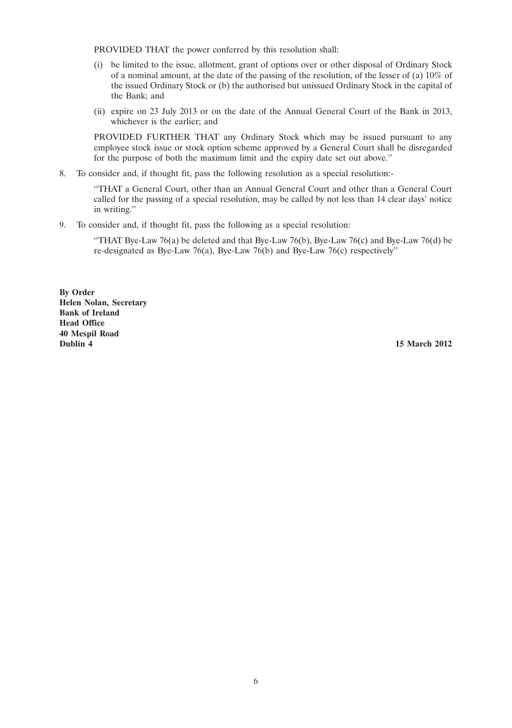PROVIDED THAT the power conferred by this resolution shall:

(i) be limited to the issue, allotment, grant of options over or other disposal of Ordinary Stock of a nominal amount, at the date of the passing of the resolution, of the lesser of (a) 10% of the issued Ordinary Stock or (b) the authorised but unissued Ordinary Stock in the capital of the Bank; and

(ii) expire on 23 July 2013 or on the date of the Annual General Court of the Bank in 2013, whichever is the earlier; and

PROVIDED FURTHER THAT any Ordinary Stock which may be issued pursuant to any employee stock issue or stock option scheme approved by a General Court shall be disregarded for the purpose of both the maximum limit and the expiry date set out above."

8. To consider and, if thought fit, pass the following resolution as a special resolution:-

"THAT a General Court, other than an Annual General Court and other than a General Court called for the passing of a special resolution, may be called by not less than 14 clear days' notice in writing."

9. To consider and, if thought fit, pass the following as a special resolution:

"THAT Bye-Law 76(a) be deleted and that Bye-Law 76(b), Bye-Law 76(c) and Bye-Law 76(d) be re-designated as Bye-Law 76(a), Bye-Law 76(b) and Bye-Law 76(c) respectively"

**By Order**
**Helen Nolan, Secretary**
**Bank of Ireland**
**Head Office**
**40 Mespil Road**
**Dublin 4**

**15 March 2012**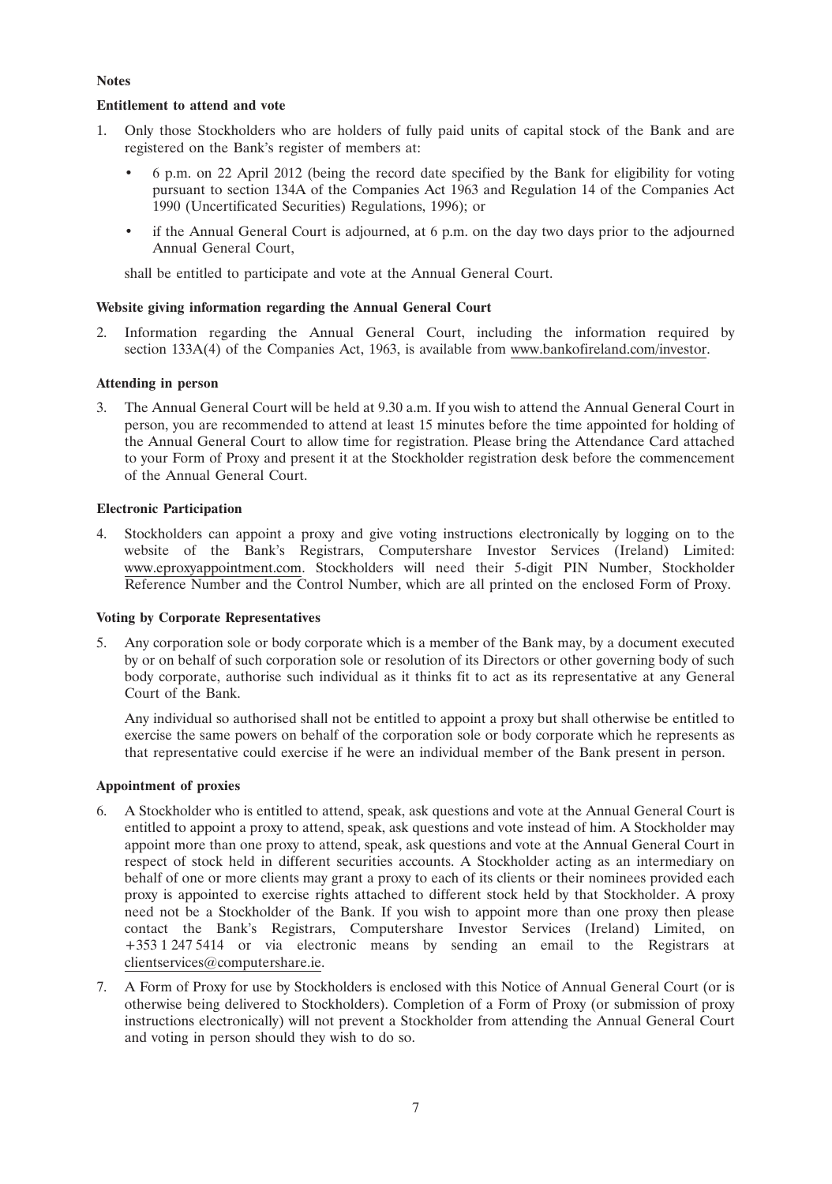**Notes**

**Entitlement to attend and vote**

1. Only those Stockholders who are holders of fully paid units of capital stock of the Bank and are registered on the Bank's register of members at:

   - 6 p.m. on 22 April 2012 (being the record date specified by the Bank for eligibility for voting pursuant to section 134A of the Companies Act 1963 and Regulation 14 of the Companies Act 1990 (Uncertificated Securities) Regulations, 1996); or
   - if the Annual General Court is adjourned, at 6 p.m. on the day two days prior to the adjourned Annual General Court,

   shall be entitled to participate and vote at the Annual General Court.

**Website giving information regarding the Annual General Court**

2. Information regarding the Annual General Court, including the information required by section 133A(4) of the Companies Act, 1963, is available from www.bankofireland.com/investor.

**Attending in person**

3. The Annual General Court will be held at 9.30 a.m. If you wish to attend the Annual General Court in person, you are recommended to attend at least 15 minutes before the time appointed for holding of the Annual General Court to allow time for registration. Please bring the Attendance Card attached to your Form of Proxy and present it at the Stockholder registration desk before the commencement of the Annual General Court.

**Electronic Participation**

4. Stockholders can appoint a proxy and give voting instructions electronically by logging on to the website of the Bank's Registrars, Computershare Investor Services (Ireland) Limited: www.eproxyappointment.com. Stockholders will need their 5-digit PIN Number, Stockholder Reference Number and the Control Number, which are all printed on the enclosed Form of Proxy.

**Voting by Corporate Representatives**

5. Any corporation sole or body corporate which is a member of the Bank may, by a document executed by or on behalf of such corporation sole or resolution of its Directors or other governing body of such body corporate, authorise such individual as it thinks fit to act as its representative at any General Court of the Bank.

   Any individual so authorised shall not be entitled to appoint a proxy but shall otherwise be entitled to exercise the same powers on behalf of the corporation sole or body corporate which he represents as that representative could exercise if he were an individual member of the Bank present in person.

**Appointment of proxies**

6. A Stockholder who is entitled to attend, speak, ask questions and vote at the Annual General Court is entitled to appoint a proxy to attend, speak, ask questions and vote instead of him. A Stockholder may appoint more than one proxy to attend, speak, ask questions and vote at the Annual General Court in respect of stock held in different securities accounts. A Stockholder acting as an intermediary on behalf of one or more clients may grant a proxy to each of its clients or their nominees provided each proxy is appointed to exercise rights attached to different stock held by that Stockholder. A proxy need not be a Stockholder of the Bank. If you wish to appoint more than one proxy then please contact the Bank's Registrars, Computershare Investor Services (Ireland) Limited, on +353 1 247 5414 or via electronic means by sending an email to the Registrars at clientservices@computershare.ie.

7. A Form of Proxy for use by Stockholders is enclosed with this Notice of Annual General Court (or is otherwise being delivered to Stockholders). Completion of a Form of Proxy (or submission of proxy instructions electronically) will not prevent a Stockholder from attending the Annual General Court and voting in person should they wish to do so.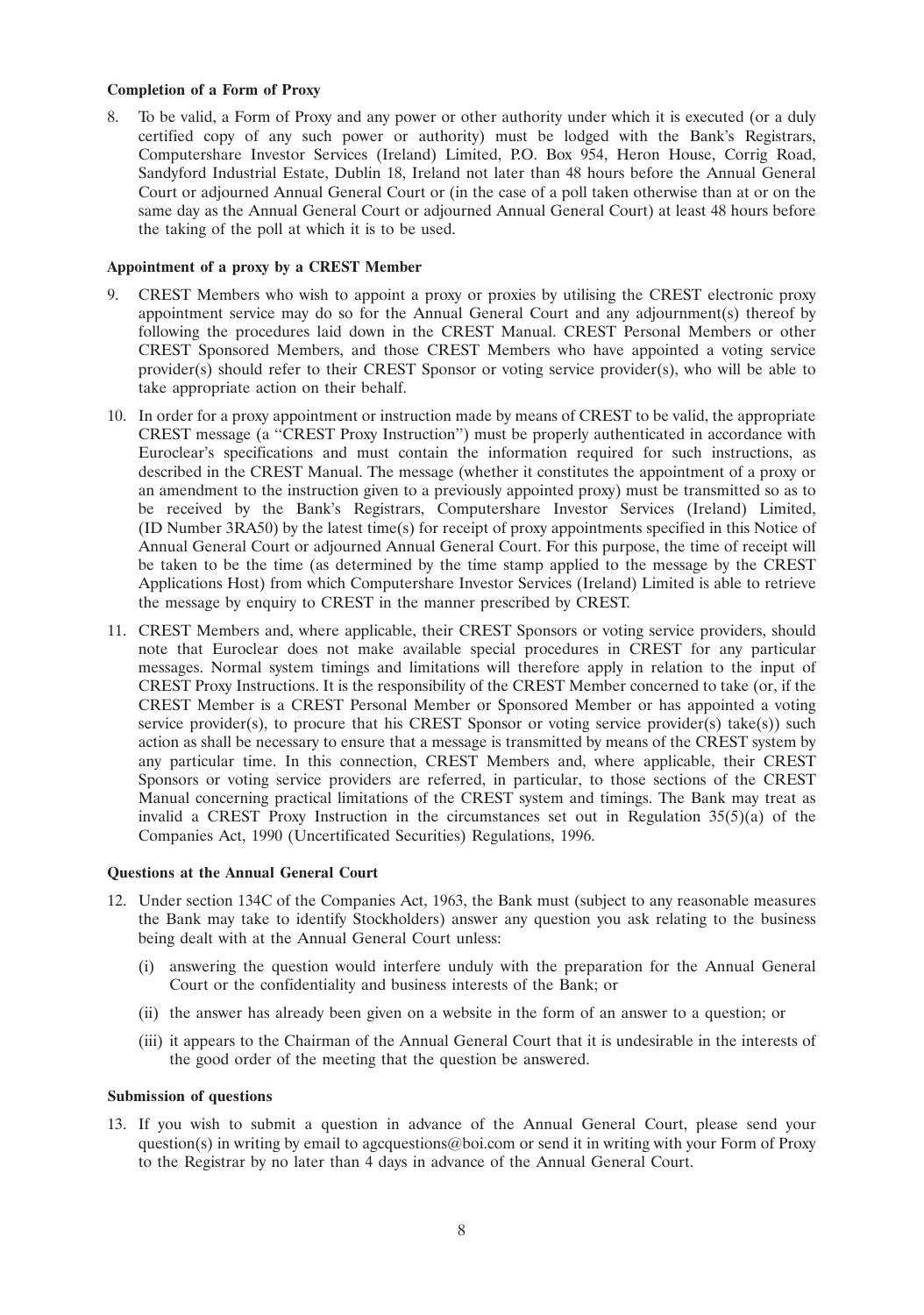**Completion of a Form of Proxy**

8. To be valid, a Form of Proxy and any power or other authority under which it is executed (or a duly certified copy of any such power or authority) must be lodged with the Bank's Registrars, Computershare Investor Services (Ireland) Limited, P.O. Box 954, Heron House, Corrig Road, Sandyford Industrial Estate, Dublin 18, Ireland not later than 48 hours before the Annual General Court or adjourned Annual General Court or (in the case of a poll taken otherwise than at or on the same day as the Annual General Court or adjourned Annual General Court) at least 48 hours before the taking of the poll at which it is to be used.

**Appointment of a proxy by a CREST Member**

9. CREST Members who wish to appoint a proxy or proxies by utilising the CREST electronic proxy appointment service may do so for the Annual General Court and any adjournment(s) thereof by following the procedures laid down in the CREST Manual. CREST Personal Members or other CREST Sponsored Members, and those CREST Members who have appointed a voting service provider(s) should refer to their CREST Sponsor or voting service provider(s), who will be able to take appropriate action on their behalf.

10. In order for a proxy appointment or instruction made by means of CREST to be valid, the appropriate CREST message (a "CREST Proxy Instruction") must be properly authenticated in accordance with Euroclear's specifications and must contain the information required for such instructions, as described in the CREST Manual. The message (whether it constitutes the appointment of a proxy or an amendment to the instruction given to a previously appointed proxy) must be transmitted so as to be received by the Bank's Registrars, Computershare Investor Services (Ireland) Limited, (ID Number 3RA50) by the latest time(s) for receipt of proxy appointments specified in this Notice of Annual General Court or adjourned Annual General Court. For this purpose, the time of receipt will be taken to be the time (as determined by the time stamp applied to the message by the CREST Applications Host) from which Computershare Investor Services (Ireland) Limited is able to retrieve the message by enquiry to CREST in the manner prescribed by CREST.

11. CREST Members and, where applicable, their CREST Sponsors or voting service providers, should note that Euroclear does not make available special procedures in CREST for any particular messages. Normal system timings and limitations will therefore apply in relation to the input of CREST Proxy Instructions. It is the responsibility of the CREST Member concerned to take (or, if the CREST Member is a CREST Personal Member or Sponsored Member or has appointed a voting service provider(s), to procure that his CREST Sponsor or voting service provider(s) take(s)) such action as shall be necessary to ensure that a message is transmitted by means of the CREST system by any particular time. In this connection, CREST Members and, where applicable, their CREST Sponsors or voting service providers are referred, in particular, to those sections of the CREST Manual concerning practical limitations of the CREST system and timings. The Bank may treat as invalid a CREST Proxy Instruction in the circumstances set out in Regulation 35(5)(a) of the Companies Act, 1990 (Uncertificated Securities) Regulations, 1996.

**Questions at the Annual General Court**

12. Under section 134C of the Companies Act, 1963, the Bank must (subject to any reasonable measures the Bank may take to identify Stockholders) answer any question you ask relating to the business being dealt with at the Annual General Court unless:

    (i) answering the question would interfere unduly with the preparation for the Annual General Court or the confidentiality and business interests of the Bank; or

    (ii) the answer has already been given on a website in the form of an answer to a question; or

    (iii) it appears to the Chairman of the Annual General Court that it is undesirable in the interests of the good order of the meeting that the question be answered.

**Submission of questions**

13. If you wish to submit a question in advance of the Annual General Court, please send your question(s) in writing by email to agcquestions@boi.com or send it in writing with your Form of Proxy to the Registrar by no later than 4 days in advance of the Annual General Court.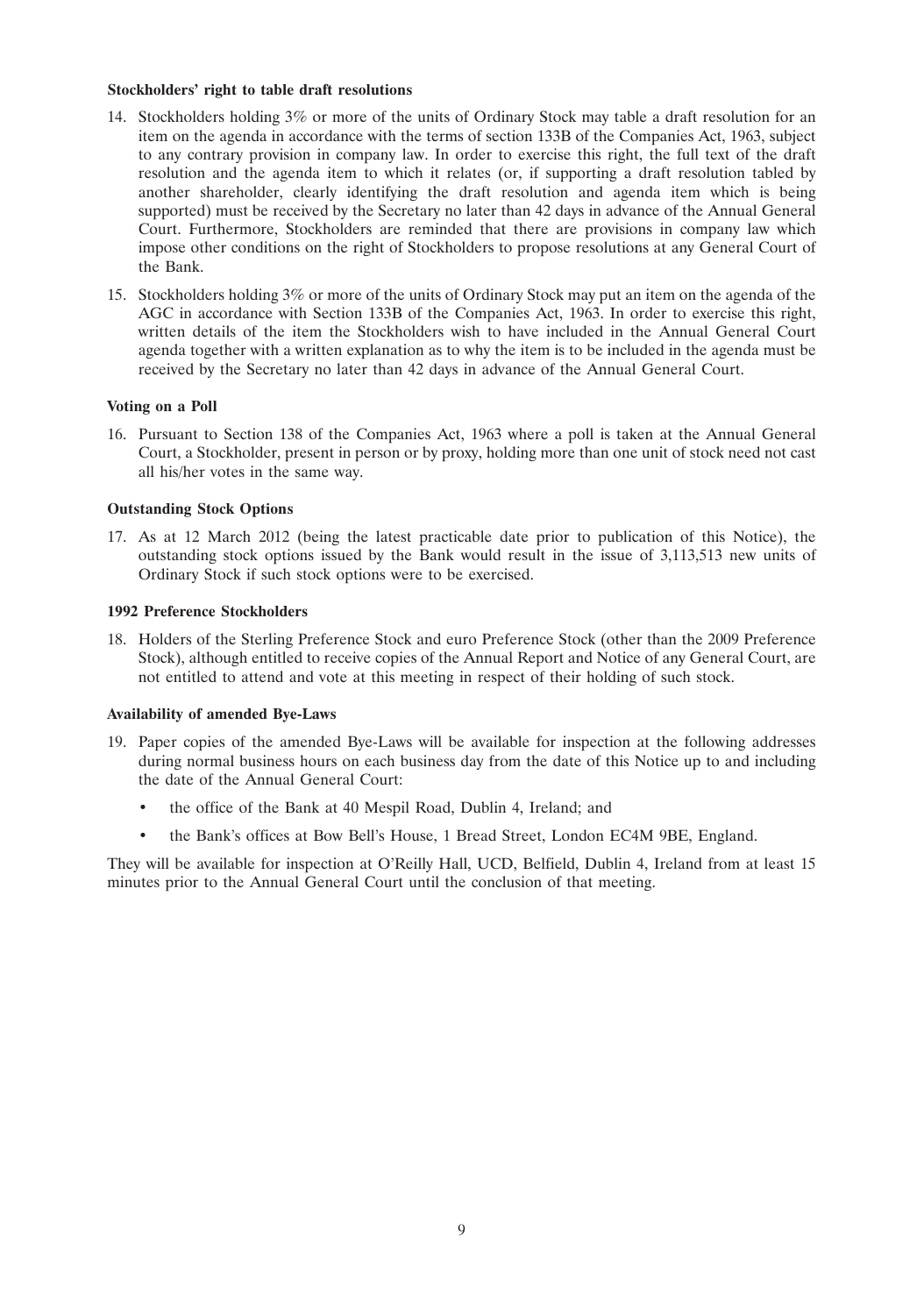**Stockholders' right to table draft resolutions**

14. Stockholders holding 3% or more of the units of Ordinary Stock may table a draft resolution for an item on the agenda in accordance with the terms of section 133B of the Companies Act, 1963, subject to any contrary provision in company law. In order to exercise this right, the full text of the draft resolution and the agenda item to which it relates (or, if supporting a draft resolution tabled by another shareholder, clearly identifying the draft resolution and agenda item which is being supported) must be received by the Secretary no later than 42 days in advance of the Annual General Court. Furthermore, Stockholders are reminded that there are provisions in company law which impose other conditions on the right of Stockholders to propose resolutions at any General Court of the Bank.

15. Stockholders holding 3% or more of the units of Ordinary Stock may put an item on the agenda of the AGC in accordance with Section 133B of the Companies Act, 1963. In order to exercise this right, written details of the item the Stockholders wish to have included in the Annual General Court agenda together with a written explanation as to why the item is to be included in the agenda must be received by the Secretary no later than 42 days in advance of the Annual General Court.

**Voting on a Poll**

16. Pursuant to Section 138 of the Companies Act, 1963 where a poll is taken at the Annual General Court, a Stockholder, present in person or by proxy, holding more than one unit of stock need not cast all his/her votes in the same way.

**Outstanding Stock Options**

17. As at 12 March 2012 (being the latest practicable date prior to publication of this Notice), the outstanding stock options issued by the Bank would result in the issue of 3,113,513 new units of Ordinary Stock if such stock options were to be exercised.

**1992 Preference Stockholders**

18. Holders of the Sterling Preference Stock and euro Preference Stock (other than the 2009 Preference Stock), although entitled to receive copies of the Annual Report and Notice of any General Court, are not entitled to attend and vote at this meeting in respect of their holding of such stock.

**Availability of amended Bye-Laws**

19. Paper copies of the amended Bye-Laws will be available for inspection at the following addresses during normal business hours on each business day from the date of this Notice up to and including the date of the Annual General Court:

    - the office of the Bank at 40 Mespil Road, Dublin 4, Ireland; and
    - the Bank's offices at Bow Bell's House, 1 Bread Street, London EC4M 9BE, England.

They will be available for inspection at O'Reilly Hall, UCD, Belfield, Dublin 4, Ireland from at least 15 minutes prior to the Annual General Court until the conclusion of that meeting.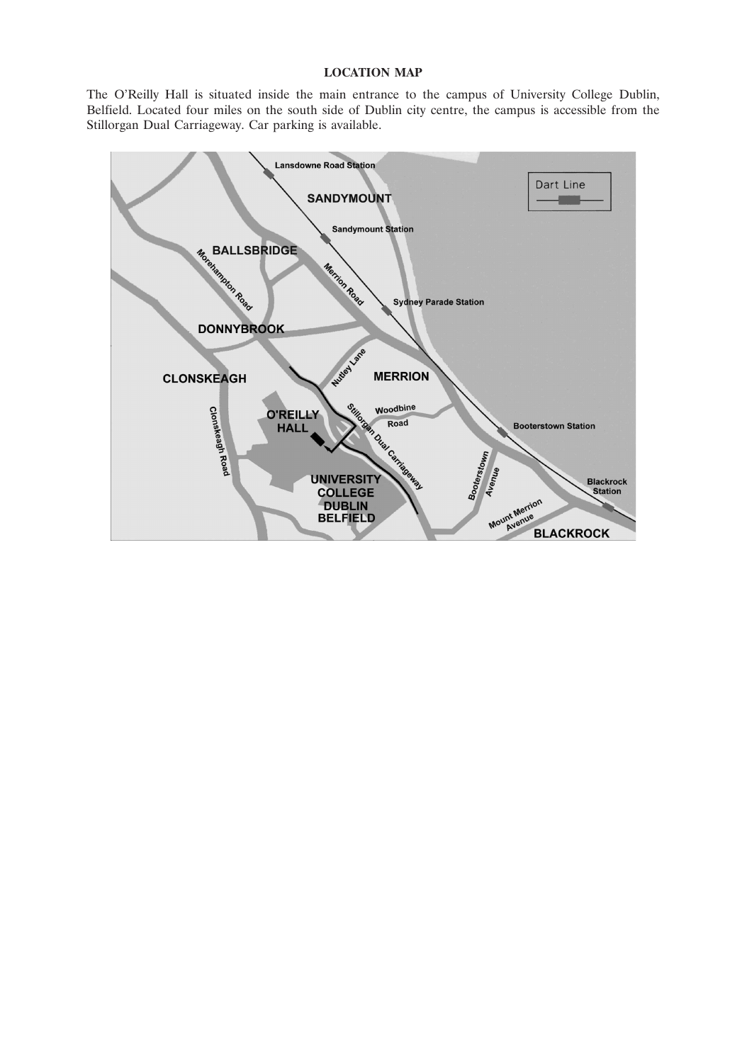## LOCATION MAP

The O'Reilly Hall is situated inside the main entrance to the campus of University College Dublin, Belfield. Located four miles on the south side of Dublin city centre, the campus is accessible from the Stillorgan Dual Carriageway. Car parking is available.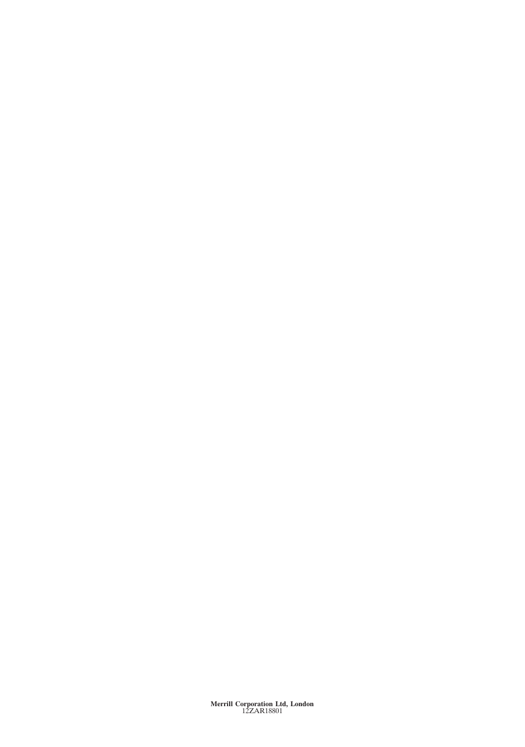**Merrill Corporation Ltd, London**
12ZAR18801